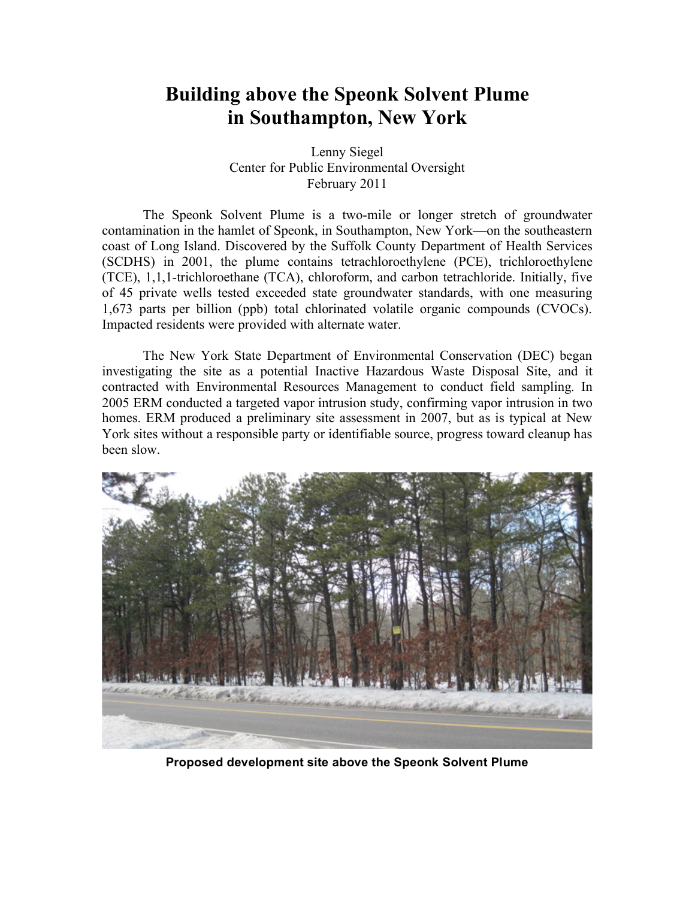# Building above the Speonk Solvent Plume in Southampton, New York

Lenny Siegel
Center for Public Environmental Oversight
February 2011

The Speonk Solvent Plume is a two-mile or longer stretch of groundwater contamination in the hamlet of Speonk, in Southampton, New York—on the southeastern coast of Long Island. Discovered by the Suffolk County Department of Health Services (SCDHS) in 2001, the plume contains tetrachloroethylene (PCE), trichloroethylene (TCE), 1,1,1-trichloroethane (TCA), chloroform, and carbon tetrachloride. Initially, five of 45 private wells tested exceeded state groundwater standards, with one measuring 1,673 parts per billion (ppb) total chlorinated volatile organic compounds (CVOCs). Impacted residents were provided with alternate water.

The New York State Department of Environmental Conservation (DEC) began investigating the site as a potential Inactive Hazardous Waste Disposal Site, and it contracted with Environmental Resources Management to conduct field sampling. In 2005 ERM conducted a targeted vapor intrusion study, confirming vapor intrusion in two homes. ERM produced a preliminary site assessment in 2007, but as is typical at New York sites without a responsible party or identifiable source, progress toward cleanup has been slow.

**Proposed development site above the Speonk Solvent Plume**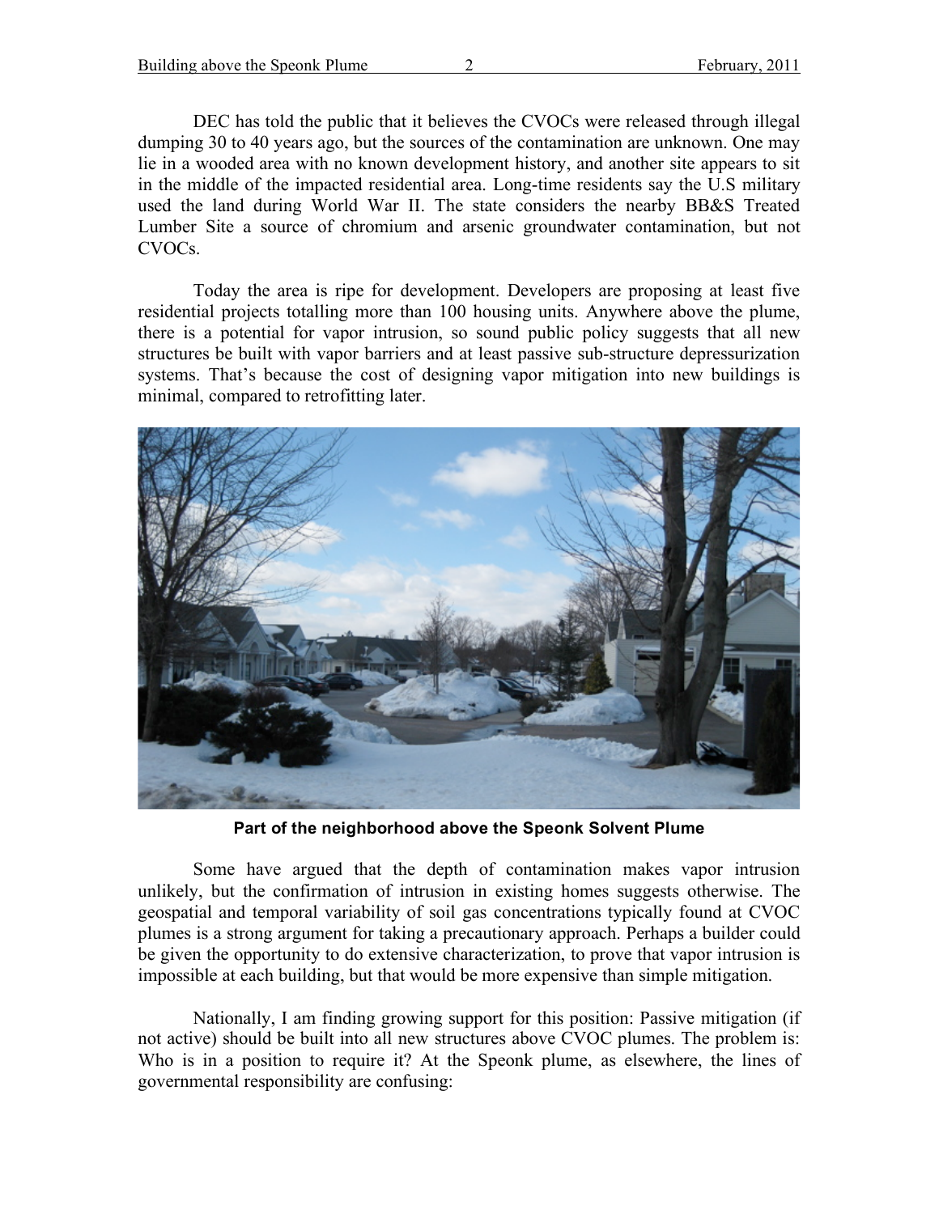DEC has told the public that it believes the CVOCs were released through illegal dumping 30 to 40 years ago, but the sources of the contamination are unknown. One may lie in a wooded area with no known development history, and another site appears to sit in the middle of the impacted residential area. Long-time residents say the U.S military used the land during World War II. The state considers the nearby BB&S Treated Lumber Site a source of chromium and arsenic groundwater contamination, but not CVOCs.

Today the area is ripe for development. Developers are proposing at least five residential projects totalling more than 100 housing units. Anywhere above the plume, there is a potential for vapor intrusion, so sound public policy suggests that all new structures be built with vapor barriers and at least passive sub-structure depressurization systems. That's because the cost of designing vapor mitigation into new buildings is minimal, compared to retrofitting later.

**Part of the neighborhood above the Speonk Solvent Plume**

Some have argued that the depth of contamination makes vapor intrusion unlikely, but the confirmation of intrusion in existing homes suggests otherwise. The geospatial and temporal variability of soil gas concentrations typically found at CVOC plumes is a strong argument for taking a precautionary approach. Perhaps a builder could be given the opportunity to do extensive characterization, to prove that vapor intrusion is impossible at each building, but that would be more expensive than simple mitigation.

Nationally, I am finding growing support for this position: Passive mitigation (if not active) should be built into all new structures above CVOC plumes. The problem is: Who is in a position to require it? At the Speonk plume, as elsewhere, the lines of governmental responsibility are confusing: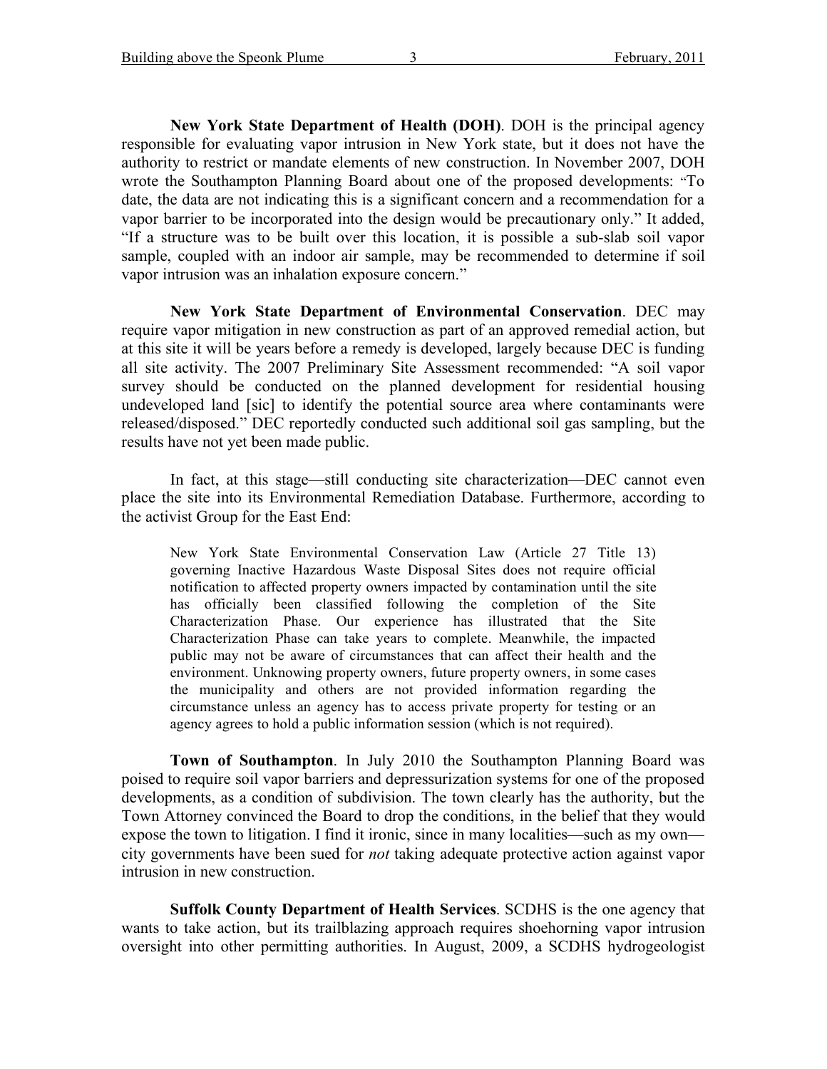**New York State Department of Health (DOH)**. DOH is the principal agency responsible for evaluating vapor intrusion in New York state, but it does not have the authority to restrict or mandate elements of new construction. In November 2007, DOH wrote the Southampton Planning Board about one of the proposed developments: "To date, the data are not indicating this is a significant concern and a recommendation for a vapor barrier to be incorporated into the design would be precautionary only." It added, "If a structure was to be built over this location, it is possible a sub-slab soil vapor sample, coupled with an indoor air sample, may be recommended to determine if soil vapor intrusion was an inhalation exposure concern."

**New York State Department of Environmental Conservation**. DEC may require vapor mitigation in new construction as part of an approved remedial action, but at this site it will be years before a remedy is developed, largely because DEC is funding all site activity. The 2007 Preliminary Site Assessment recommended: "A soil vapor survey should be conducted on the planned development for residential housing undeveloped land [sic] to identify the potential source area where contaminants were released/disposed." DEC reportedly conducted such additional soil gas sampling, but the results have not yet been made public.

In fact, at this stage—still conducting site characterization—DEC cannot even place the site into its Environmental Remediation Database. Furthermore, according to the activist Group for the East End:

> New York State Environmental Conservation Law (Article 27 Title 13) governing Inactive Hazardous Waste Disposal Sites does not require official notification to affected property owners impacted by contamination until the site has officially been classified following the completion of the Site Characterization Phase. Our experience has illustrated that the Site Characterization Phase can take years to complete. Meanwhile, the impacted public may not be aware of circumstances that can affect their health and the environment. Unknowing property owners, future property owners, in some cases the municipality and others are not provided information regarding the circumstance unless an agency has to access private property for testing or an agency agrees to hold a public information session (which is not required).

**Town of Southampton**. In July 2010 the Southampton Planning Board was poised to require soil vapor barriers and depressurization systems for one of the proposed developments, as a condition of subdivision. The town clearly has the authority, but the Town Attorney convinced the Board to drop the conditions, in the belief that they would expose the town to litigation. I find it ironic, since in many localities—such as my own—city governments have been sued for *not* taking adequate protective action against vapor intrusion in new construction.

**Suffolk County Department of Health Services**. SCDHS is the one agency that wants to take action, but its trailblazing approach requires shoehorning vapor intrusion oversight into other permitting authorities. In August, 2009, a SCDHS hydrogeologist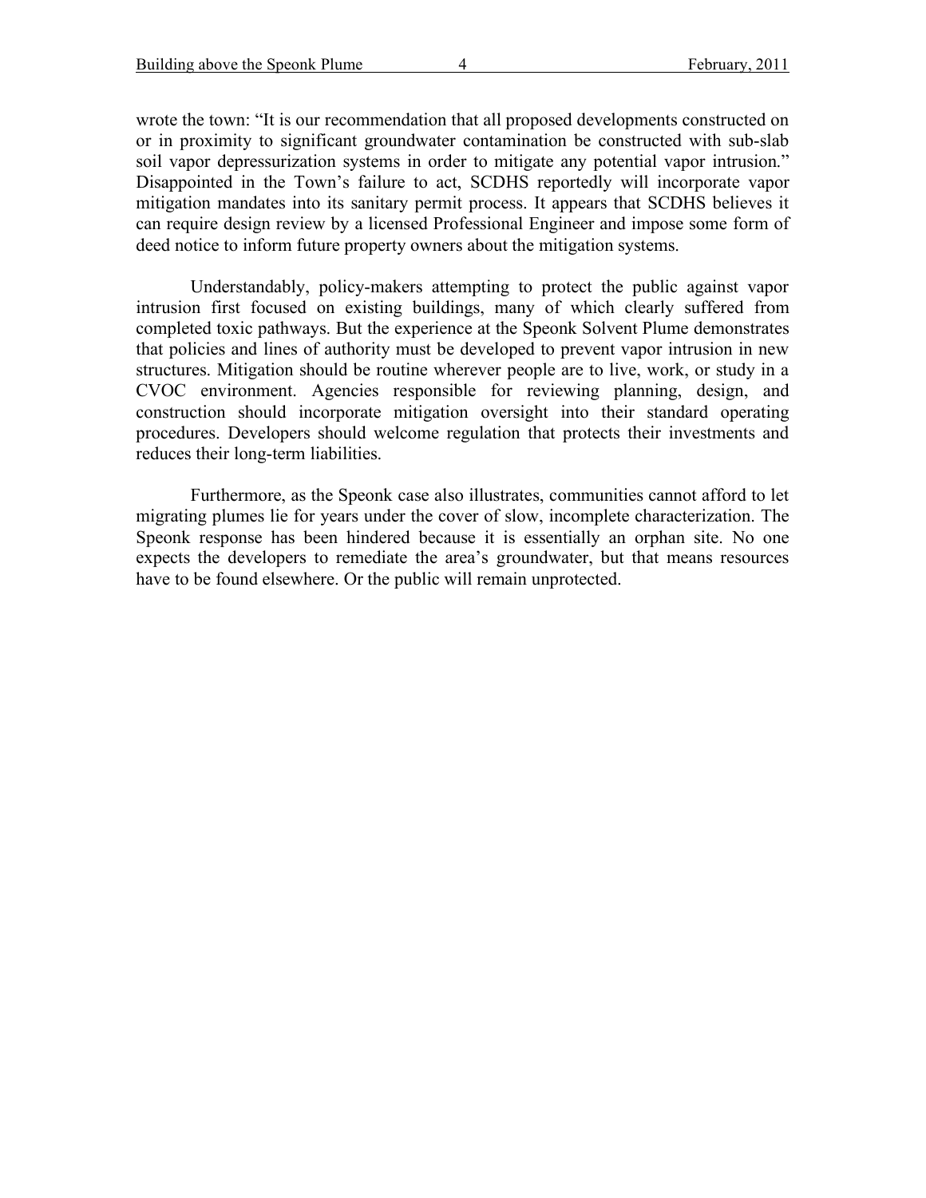wrote the town: "It is our recommendation that all proposed developments constructed on or in proximity to significant groundwater contamination be constructed with sub-slab soil vapor depressurization systems in order to mitigate any potential vapor intrusion." Disappointed in the Town's failure to act, SCDHS reportedly will incorporate vapor mitigation mandates into its sanitary permit process. It appears that SCDHS believes it can require design review by a licensed Professional Engineer and impose some form of deed notice to inform future property owners about the mitigation systems.

Understandably, policy-makers attempting to protect the public against vapor intrusion first focused on existing buildings, many of which clearly suffered from completed toxic pathways. But the experience at the Speonk Solvent Plume demonstrates that policies and lines of authority must be developed to prevent vapor intrusion in new structures. Mitigation should be routine wherever people are to live, work, or study in a CVOC environment. Agencies responsible for reviewing planning, design, and construction should incorporate mitigation oversight into their standard operating procedures. Developers should welcome regulation that protects their investments and reduces their long-term liabilities.

Furthermore, as the Speonk case also illustrates, communities cannot afford to let migrating plumes lie for years under the cover of slow, incomplete characterization. The Speonk response has been hindered because it is essentially an orphan site. No one expects the developers to remediate the area's groundwater, but that means resources have to be found elsewhere. Or the public will remain unprotected.